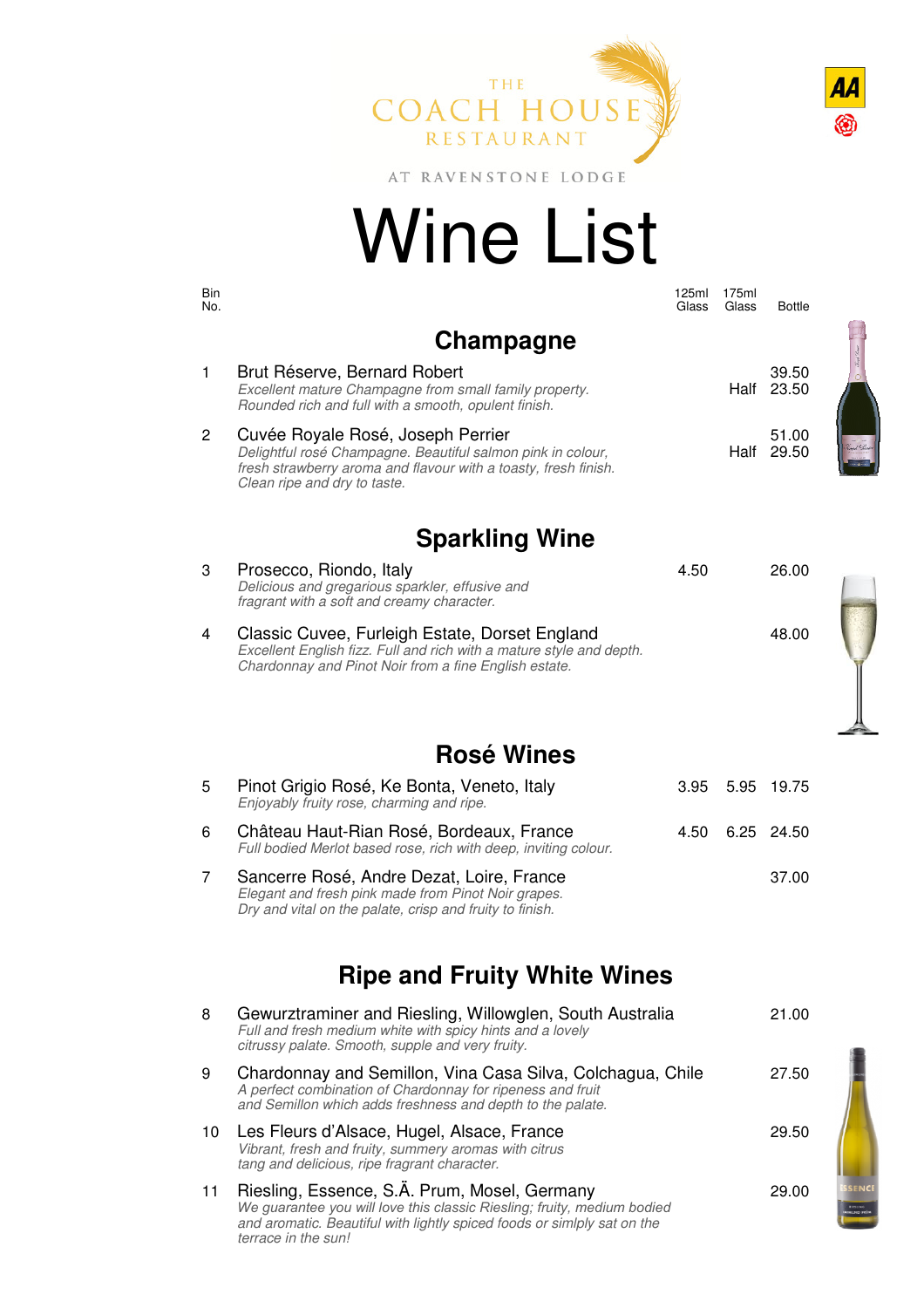THE COACH HOUSE RESTAURANT

AT RAVENSTONE LODGE

# Wine List

| Bin No. | | 125ml Glass | 175ml Glass | Bottle |
|---|---|---|---|---|

## Champagne

| Bin No. | Wine | 125ml Glass | 175ml Glass | Bottle |
|---|---|---|---|---|
| 1 | Brut Réserve, Bernard Robert<br>*Excellent mature Champagne from small family property. Rounded rich and full with a smooth, opulent finish.* | | Half | 39.50<br>23.50 |
| 2 | Cuvée Royale Rosé, Joseph Perrier<br>*Delightful rosé Champagne. Beautiful salmon pink in colour, fresh strawberry aroma and flavour with a toasty, fresh finish. Clean ripe and dry to taste.* | | Half | 51.00<br>29.50 |

## Sparkling Wine

| Bin No. | Wine | 125ml Glass | 175ml Glass | Bottle |
|---|---|---|---|---|
| 3 | Prosecco, Riondo, Italy<br>*Delicious and gregarious sparkler, effusive and fragrant with a soft and creamy character.* | 4.50 | | 26.00 |
| 4 | Classic Cuvee, Furleigh Estate, Dorset England<br>*Excellent English fizz. Full and rich with a mature style and depth. Chardonnay and Pinot Noir from a fine English estate.* | | | 48.00 |

## Rosé Wines

| Bin No. | Wine | 125ml Glass | 175ml Glass | Bottle |
|---|---|---|---|---|
| 5 | Pinot Grigio Rosé, Ke Bonta, Veneto, Italy<br>*Enjoyably fruity rose, charming and ripe.* | 3.95 | 5.95 | 19.75 |
| 6 | Château Haut-Rian Rosé, Bordeaux, France<br>*Full bodied Merlot based rose, rich with deep, inviting colour.* | 4.50 | 6.25 | 24.50 |
| 7 | Sancerre Rosé, Andre Dezat, Loire, France<br>*Elegant and fresh pink made from Pinot Noir grapes. Dry and vital on the palate, crisp and fruity to finish.* | | | 37.00 |

## Ripe and Fruity White Wines

| Bin No. | Wine | 125ml Glass | 175ml Glass | Bottle |
|---|---|---|---|---|
| 8 | Gewurztraminer and Riesling, Willowglen, South Australia<br>*Full and fresh medium white with spicy hints and a lovely citrussy palate. Smooth, supple and very fruity.* | | | 21.00 |
| 9 | Chardonnay and Semillon, Vina Casa Silva, Colchagua, Chile<br>*A perfect combination of Chardonnay for ripeness and fruit and Semillon which adds freshness and depth to the palate.* | | | 27.50 |
| 10 | Les Fleurs d'Alsace, Hugel, Alsace, France<br>*Vibrant, fresh and fruity, summery aromas with citrus tang and delicious, ripe fragrant character.* | | | 29.50 |
| 11 | Riesling, Essence, S.Ä. Prum, Mosel, Germany<br>*We guarantee you will love this classic Riesling; fruity, medium bodied and aromatic. Beautiful with lightly spiced foods or simlply sat on the terrace in the sun!* | | | 29.00 |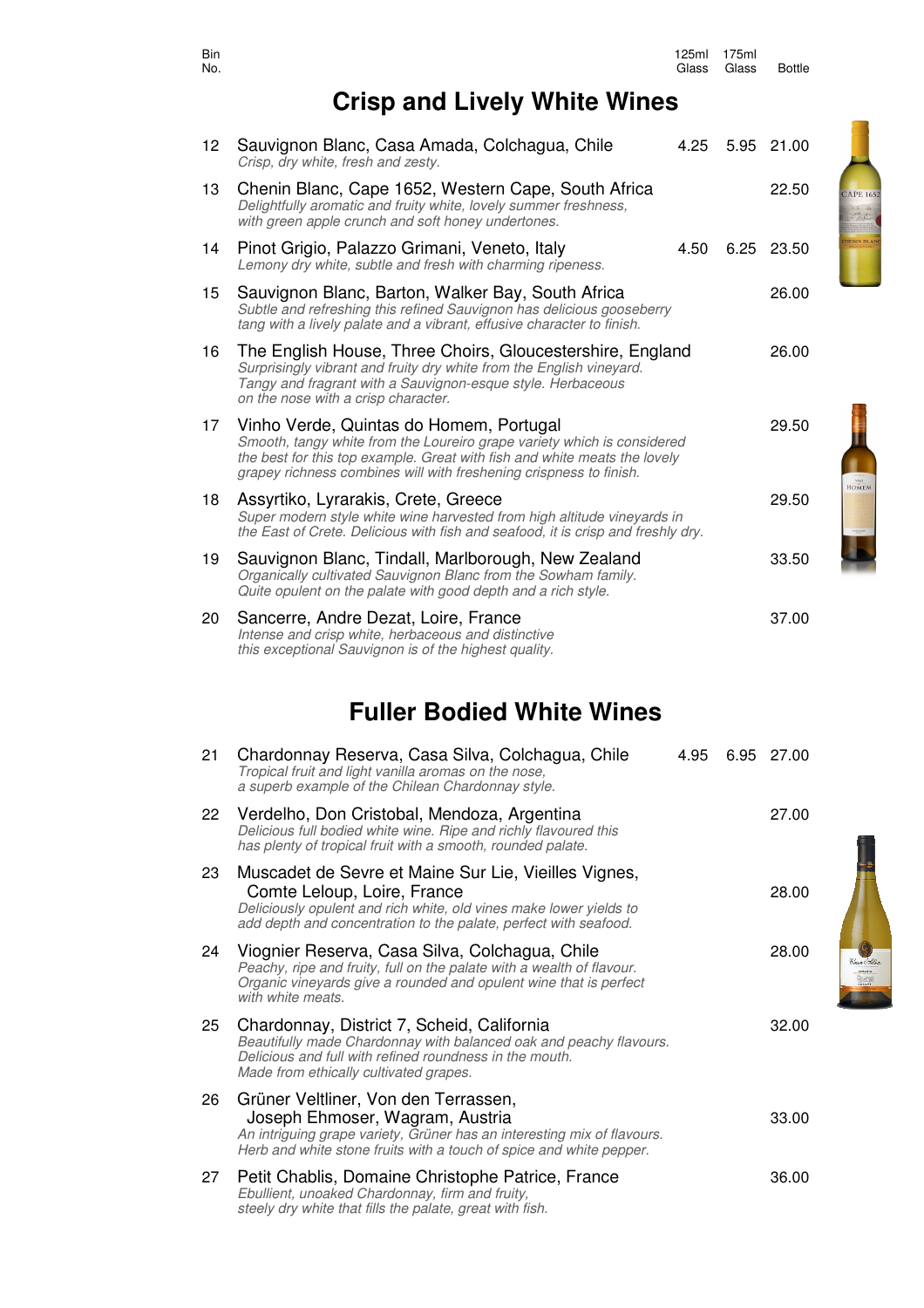| Bin No. | | 125ml Glass | 175ml Glass | Bottle |
|---|---|---|---|---|

## Crisp and Lively White Wines

| Bin No. | Wine | 125ml Glass | 175ml Glass | Bottle |
|---|---|---|---|---|
| 12 | Sauvignon Blanc, Casa Amada, Colchagua, Chile<br>*Crisp, dry white, fresh and zesty.* | 4.25 | 5.95 | 21.00 |
| 13 | Chenin Blanc, Cape 1652, Western Cape, South Africa<br>*Delightfully aromatic and fruity white, lovely summer freshness, with green apple crunch and soft honey undertones.* | | | 22.50 |
| 14 | Pinot Grigio, Palazzo Grimani, Veneto, Italy<br>*Lemony dry white, subtle and fresh with charming ripeness.* | 4.50 | 6.25 | 23.50 |
| 15 | Sauvignon Blanc, Barton, Walker Bay, South Africa<br>*Subtle and refreshing this refined Sauvignon has delicious gooseberry tang with a lively palate and a vibrant, effusive character to finish.* | | | 26.00 |
| 16 | The English House, Three Choirs, Gloucestershire, England<br>*Surprisingly vibrant and fruity dry white from the English vineyard. Tangy and fragrant with a Sauvignon-esque style. Herbaceous on the nose with a crisp character.* | | | 26.00 |
| 17 | Vinho Verde, Quintas do Homem, Portugal<br>*Smooth, tangy white from the Loureiro grape variety which is considered the best for this top example. Great with fish and white meats the lovely grapey richness combines will with freshening crispness to finish.* | | | 29.50 |
| 18 | Assyrtiko, Lyrarakis, Crete, Greece<br>*Super modern style white wine harvested from high altitude vineyards in the East of Crete. Delicious with fish and seafood, it is crisp and freshly dry.* | | | 29.50 |
| 19 | Sauvignon Blanc, Tindall, Marlborough, New Zealand<br>*Organically cultivated Sauvignon Blanc from the Sowham family. Quite opulent on the palate with good depth and a rich style.* | | | 33.50 |
| 20 | Sancerre, Andre Dezat, Loire, France<br>*Intense and crisp white, herbaceous and distinctive this exceptional Sauvignon is of the highest quality.* | | | 37.00 |

## Fuller Bodied White Wines

| Bin No. | Wine | 125ml Glass | 175ml Glass | Bottle |
|---|---|---|---|---|
| 21 | Chardonnay Reserva, Casa Silva, Colchagua, Chile<br>*Tropical fruit and light vanilla aromas on the nose, a superb example of the Chilean Chardonnay style.* | 4.95 | 6.95 | 27.00 |
| 22 | Verdelho, Don Cristobal, Mendoza, Argentina<br>*Delicious full bodied white wine. Ripe and richly flavoured this has plenty of tropical fruit with a smooth, rounded palate.* | | | 27.00 |
| 23 | Muscadet de Sevre et Maine Sur Lie, Vieilles Vignes, Comte Leloup, Loire, France<br>*Deliciously opulent and rich white, old vines make lower yields to add depth and concentration to the palate, perfect with seafood.* | | | 28.00 |
| 24 | Viognier Reserva, Casa Silva, Colchagua, Chile<br>*Peachy, ripe and fruity, full on the palate with a wealth of flavour. Organic vineyards give a rounded and opulent wine that is perfect with white meats.* | | | 28.00 |
| 25 | Chardonnay, District 7, Scheid, California<br>*Beautifully made Chardonnay with balanced oak and peachy flavours. Delicious and full with refined roundness in the mouth. Made from ethically cultivated grapes.* | | | 32.00 |
| 26 | Grüner Veltliner, Von den Terrassen, Joseph Ehmoser, Wagram, Austria<br>*An intriguing grape variety, Grüner has an interesting mix of flavours. Herb and white stone fruits with a touch of spice and white pepper.* | | | 33.00 |
| 27 | Petit Chablis, Domaine Christophe Patrice, France<br>*Ebullient, unoaked Chardonnay, firm and fruity, steely dry white that fills the palate, great with fish.* | | | 36.00 |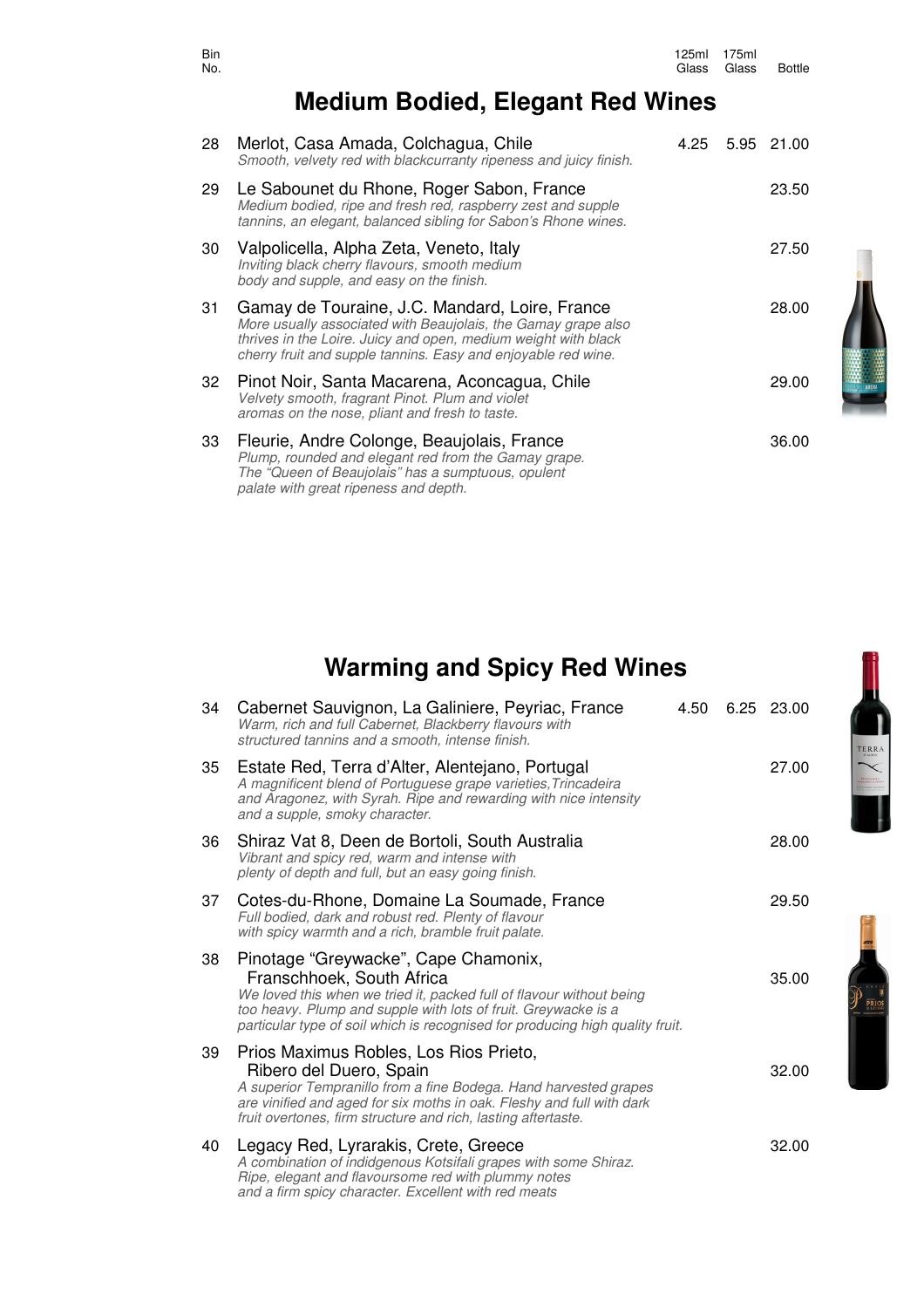| Bin No. | | 125ml Glass | 175ml Glass | Bottle |
|---|---|---|---|---|

## Medium Bodied, Elegant Red Wines

| Bin No. | Wine | 125ml Glass | 175ml Glass | Bottle |
|---|---|---|---|---|
| 28 | Merlot, Casa Amada, Colchagua, Chile<br>*Smooth, velvety red with blackcurranty ripeness and juicy finish.* | 4.25 | 5.95 | 21.00 |
| 29 | Le Sabounet du Rhone, Roger Sabon, France<br>*Medium bodied, ripe and fresh red, raspberry zest and supple tannins, an elegant, balanced sibling for Sabon's Rhone wines.* | | | 23.50 |
| 30 | Valpolicella, Alpha Zeta, Veneto, Italy<br>*Inviting black cherry flavours, smooth medium body and supple, and easy on the finish.* | | | 27.50 |
| 31 | Gamay de Touraine, J.C. Mandard, Loire, France<br>*More usually associated with Beaujolais, the Gamay grape also thrives in the Loire. Juicy and open, medium weight with black cherry fruit and supple tannins. Easy and enjoyable red wine.* | | | 28.00 |
| 32 | Pinot Noir, Santa Macarena, Aconcagua, Chile<br>*Velvety smooth, fragrant Pinot. Plum and violet aromas on the nose, pliant and fresh to taste.* | | | 29.00 |
| 33 | Fleurie, Andre Colonge, Beaujolais, France<br>*Plump, rounded and elegant red from the Gamay grape. The "Queen of Beaujolais" has a sumptuous, opulent palate with great ripeness and depth.* | | | 36.00 |

## Warming and Spicy Red Wines

| Bin No. | Wine | 125ml Glass | 175ml Glass | Bottle |
|---|---|---|---|---|
| 34 | Cabernet Sauvignon, La Galiniere, Peyriac, France<br>*Warm, rich and full Cabernet, Blackberry flavours with structured tannins and a smooth, intense finish.* | 4.50 | 6.25 | 23.00 |
| 35 | Estate Red, Terra d'Alter, Alentejano, Portugal<br>*A magnificent blend of Portuguese grape varieties,Trincadeira and Aragonez, with Syrah. Ripe and rewarding with nice intensity and a supple, smoky character.* | | | 27.00 |
| 36 | Shiraz Vat 8, Deen de Bortoli, South Australia<br>*Vibrant and spicy red, warm and intense with plenty of depth and full, but an easy going finish.* | | | 28.00 |
| 37 | Cotes-du-Rhone, Domaine La Soumade, France<br>*Full bodied, dark and robust red. Plenty of flavour with spicy warmth and a rich, bramble fruit palate.* | | | 29.50 |
| 38 | Pinotage "Greywacke", Cape Chamonix, Franschhoek, South Africa<br>*We loved this when we tried it, packed full of flavour without being too heavy. Plump and supple with lots of fruit. Greywacke is a particular type of soil which is recognised for producing high quality fruit.* | | | 35.00 |
| 39 | Prios Maximus Robles, Los Rios Prieto, Ribero del Duero, Spain<br>*A superior Tempranillo from a fine Bodega. Hand harvested grapes are vinified and aged for six moths in oak. Fleshy and full with dark fruit overtones, firm structure and rich, lasting aftertaste.* | | | 32.00 |
| 40 | Legacy Red, Lyrarakis, Crete, Greece<br>*A combination of indidgenous Kotsifali grapes with some Shiraz. Ripe, elegant and flavoursome red with plummy notes and a firm spicy character. Excellent with red meats* | | | 32.00 |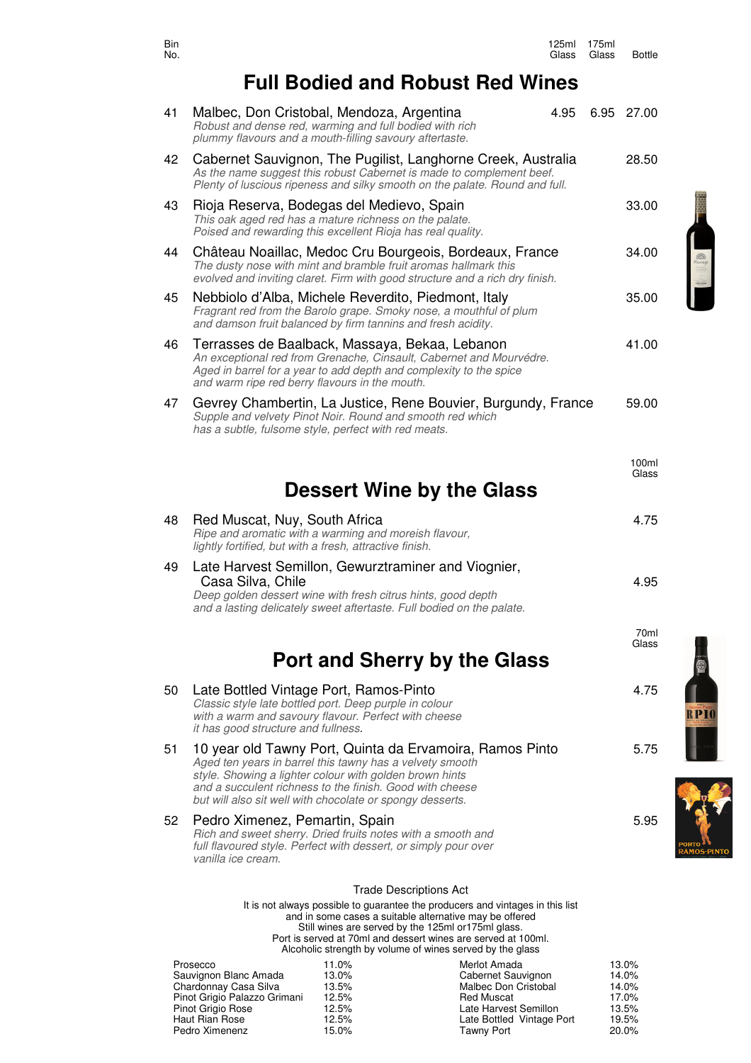| Bin No. | | 125ml Glass | 175ml Glass | Bottle |
|---|---|---|---|---|

## Full Bodied and Robust Red Wines

| Bin No. | Wine | 125ml Glass | 175ml Glass | Bottle |
|---|---|---|---|---|
| 41 | Malbec, Don Cristobal, Mendoza, Argentina<br>*Robust and dense red, warming and full bodied with rich plummy flavours and a mouth-filling savoury aftertaste.* | 4.95 | 6.95 | 27.00 |
| 42 | Cabernet Sauvignon, The Pugilist, Langhorne Creek, Australia<br>*As the name suggest this robust Cabernet is made to complement beef. Plenty of luscious ripeness and silky smooth on the palate. Round and full.* | | | 28.50 |
| 43 | Rioja Reserva, Bodegas del Medievo, Spain<br>*This oak aged red has a mature richness on the palate. Poised and rewarding this excellent Rioja has real quality.* | | | 33.00 |
| 44 | Château Noaillac, Medoc Cru Bourgeois, Bordeaux, France<br>*The dusty nose with mint and bramble fruit aromas hallmark this evolved and inviting claret. Firm with good structure and a rich dry finish.* | | | 34.00 |
| 45 | Nebbiolo d'Alba, Michele Reverdito, Piedmont, Italy<br>*Fragrant red from the Barolo grape. Smoky nose, a mouthful of plum and damson fruit balanced by firm tannins and fresh acidity.* | | | 35.00 |
| 46 | Terrasses de Baalback, Massaya, Bekaa, Lebanon<br>*An exceptional red from Grenache, Cinsault, Cabernet and Mourvédre. Aged in barrel for a year to add depth and complexity to the spice and warm ripe red berry flavours in the mouth.* | | | 41.00 |
| 47 | Gevrey Chambertin, La Justice, Rene Bouvier, Burgundy, France<br>*Supple and velvety Pinot Noir. Round and smooth red which has a subtle, fulsome style, perfect with red meats.* | | | 59.00 |

## Dessert Wine by the Glass

| Bin No. | Wine | 100ml Glass |
|---|---|---|
| 48 | Red Muscat, Nuy, South Africa<br>*Ripe and aromatic with a warming and moreish flavour, lightly fortified, but with a fresh, attractive finish.* | 4.75 |
| 49 | Late Harvest Semillon, Gewurztraminer and Viognier, Casa Silva, Chile<br>*Deep golden dessert wine with fresh citrus hints, good depth and a lasting delicately sweet aftertaste. Full bodied on the palate.* | 4.95 |

## Port and Sherry by the Glass

| Bin No. | Wine | 70ml Glass |
|---|---|---|
| 50 | Late Bottled Vintage Port, Ramos-Pinto<br>*Classic style late bottled port. Deep purple in colour with a warm and savoury flavour. Perfect with cheese it has good structure and fullness.* | 4.75 |
| 51 | 10 year old Tawny Port, Quinta da Ervamoira, Ramos Pinto<br>*Aged ten years in barrel this tawny has a velvety smooth style. Showing a lighter colour with golden brown hints and a succulent richness to the finish. Good with cheese but will also sit well with chocolate or spongy desserts.* | 5.75 |
| 52 | Pedro Ximenez, Pemartin, Spain<br>*Rich and sweet sherry. Dried fruits notes with a smooth and full flavoured style. Perfect with dessert, or simply pour over vanilla ice cream.* | 5.95 |

Trade Descriptions Act

It is not always possible to guarantee the producers and vintages in this list and in some cases a suitable alternative may be offered
Still wines are served by the 125ml or175ml glass.
Port is served at 70ml and dessert wines are served at 100ml.
Alcoholic strength by volume of wines served by the glass

| | | | |
|---|---|---|---|
| Prosecco | 11.0% | Merlot Amada | 13.0% |
| Sauvignon Blanc Amada | 13.0% | Cabernet Sauvignon | 14.0% |
| Chardonnay Casa Silva | 13.5% | Malbec Don Cristobal | 14.0% |
| Pinot Grigio Palazzo Grimani | 12.5% | Red Muscat | 17.0% |
| Pinot Grigio Rose | 12.5% | Late Harvest Semillon | 13.5% |
| Haut Rian Rose | 12.5% | Late Bottled Vintage Port | 19.5% |
| Pedro Ximenenz | 15.0% | Tawny Port | 20.0% |